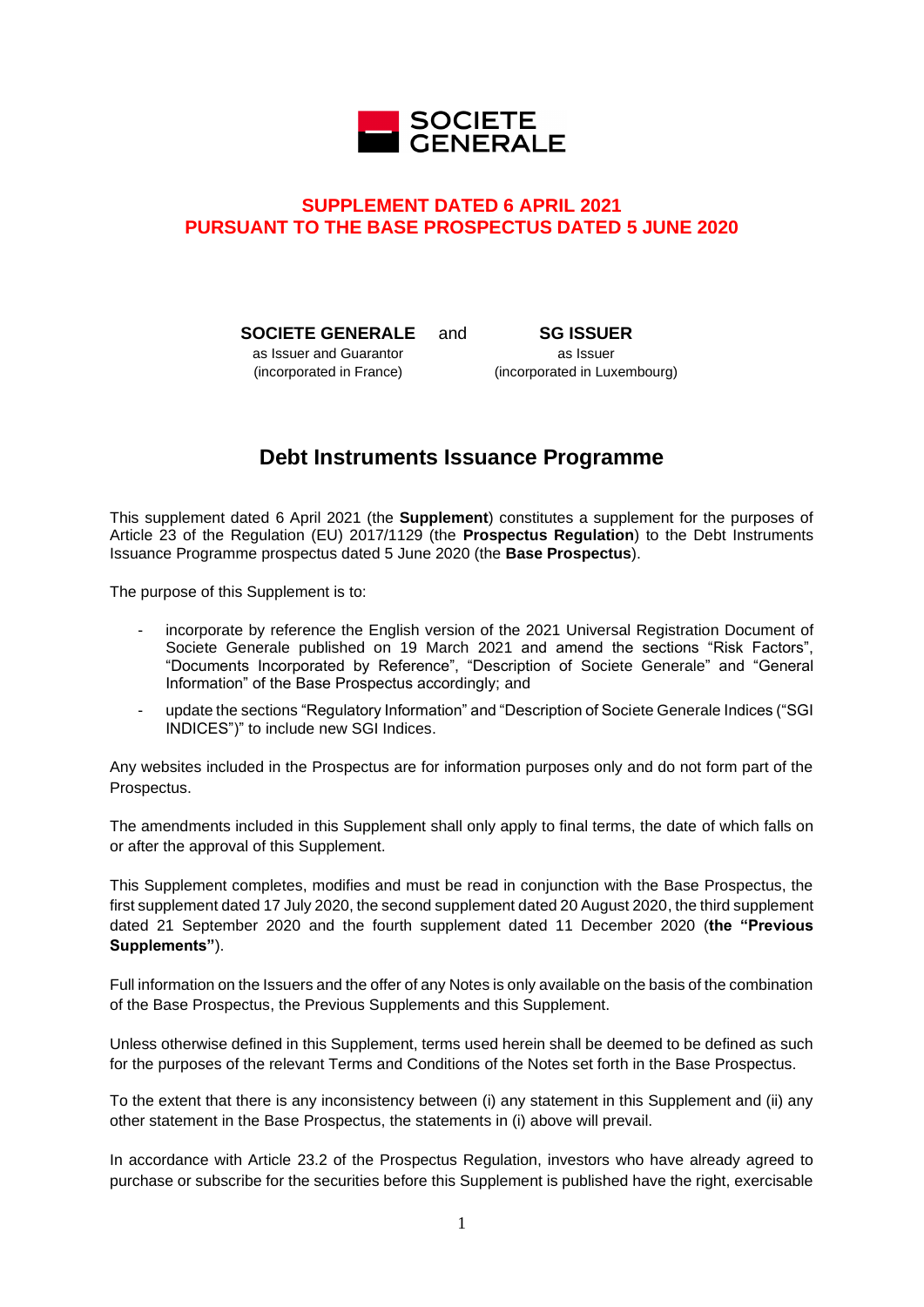SOCIETE GENERALE

# SUPPLEMENT DATED 6 APRIL 2021 PURSUANT TO THE BASE PROSPECTUS DATED 5 JUNE 2020

| **SOCIETE GENERALE** | and | **SG ISSUER** |
|---|---|---|
| as Issuer and Guarantor (incorporated in France) | | as Issuer (incorporated in Luxembourg) |

## Debt Instruments Issuance Programme

This supplement dated 6 April 2021 (the **Supplement**) constitutes a supplement for the purposes of Article 23 of the Regulation (EU) 2017/1129 (the **Prospectus Regulation**) to the Debt Instruments Issuance Programme prospectus dated 5 June 2020 (the **Base Prospectus**).

The purpose of this Supplement is to:

- incorporate by reference the English version of the 2021 Universal Registration Document of Societe Generale published on 19 March 2021 and amend the sections "Risk Factors", "Documents Incorporated by Reference", "Description of Societe Generale" and "General Information" of the Base Prospectus accordingly; and
- update the sections "Regulatory Information" and "Description of Societe Generale Indices ("SGI INDICES")" to include new SGI Indices.

Any websites included in the Prospectus are for information purposes only and do not form part of the Prospectus.

The amendments included in this Supplement shall only apply to final terms, the date of which falls on or after the approval of this Supplement.

This Supplement completes, modifies and must be read in conjunction with the Base Prospectus, the first supplement dated 17 July 2020, the second supplement dated 20 August 2020, the third supplement dated 21 September 2020 and the fourth supplement dated 11 December 2020 (**the "Previous Supplements"**).

Full information on the Issuers and the offer of any Notes is only available on the basis of the combination of the Base Prospectus, the Previous Supplements and this Supplement.

Unless otherwise defined in this Supplement, terms used herein shall be deemed to be defined as such for the purposes of the relevant Terms and Conditions of the Notes set forth in the Base Prospectus.

To the extent that there is any inconsistency between (i) any statement in this Supplement and (ii) any other statement in the Base Prospectus, the statements in (i) above will prevail.

In accordance with Article 23.2 of the Prospectus Regulation, investors who have already agreed to purchase or subscribe for the securities before this Supplement is published have the right, exercisable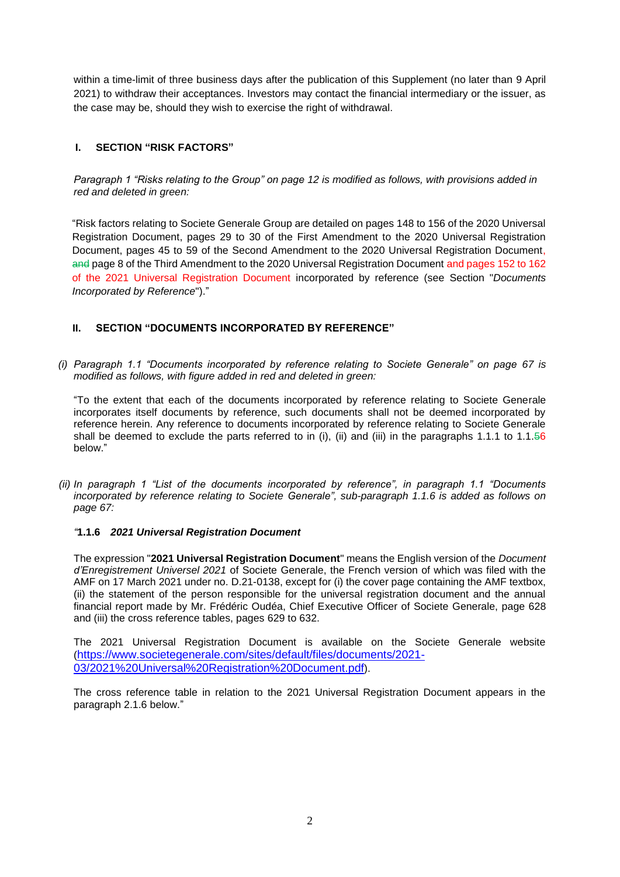within a time-limit of three business days after the publication of this Supplement (no later than 9 April 2021) to withdraw their acceptances. Investors may contact the financial intermediary or the issuer, as the case may be, should they wish to exercise the right of withdrawal.

## I. SECTION "RISK FACTORS"

*Paragraph 1 "Risks relating to the Group" on page 12 is modified as follows, with provisions added in red and deleted in green:*

"Risk factors relating to Societe Generale Group are detailed on pages 148 to 156 of the 2020 Universal Registration Document, pages 29 to 30 of the First Amendment to the 2020 Universal Registration Document, pages 45 to 59 of the Second Amendment to the 2020 Universal Registration Document, ~~and~~ page 8 of the Third Amendment to the 2020 Universal Registration Document and pages 152 to 162 of the 2021 Universal Registration Document incorporated by reference (see Section "*Documents Incorporated by Reference*")."

## II. SECTION "DOCUMENTS INCORPORATED BY REFERENCE"

*(i) Paragraph 1.1 "Documents incorporated by reference relating to Societe Generale" on page 67 is modified as follows, with figure added in red and deleted in green:*

"To the extent that each of the documents incorporated by reference relating to Societe Generale incorporates itself documents by reference, such documents shall not be deemed incorporated by reference herein. Any reference to documents incorporated by reference relating to Societe Generale shall be deemed to exclude the parts referred to in (i), (ii) and (iii) in the paragraphs 1.1.1 to 1.1.~~5~~6 below."

*(ii) In paragraph 1 "List of the documents incorporated by reference", in paragraph 1.1 "Documents incorporated by reference relating to Societe Generale", sub-paragraph 1.1.6 is added as follows on page 67:*

"**1.1.6** ***2021 Universal Registration Document***

The expression "**2021 Universal Registration Document**" means the English version of the *Document d'Enregistrement Universel 2021* of Societe Generale, the French version of which was filed with the AMF on 17 March 2021 under no. D.21-0138, except for (i) the cover page containing the AMF textbox, (ii) the statement of the person responsible for the universal registration document and the annual financial report made by Mr. Frédéric Oudéa, Chief Executive Officer of Societe Generale, page 628 and (iii) the cross reference tables, pages 629 to 632.

The 2021 Universal Registration Document is available on the Societe Generale website (https://www.societegenerale.com/sites/default/files/documents/2021-03/2021%20Universal%20Registration%20Document.pdf).

The cross reference table in relation to the 2021 Universal Registration Document appears in the paragraph 2.1.6 below."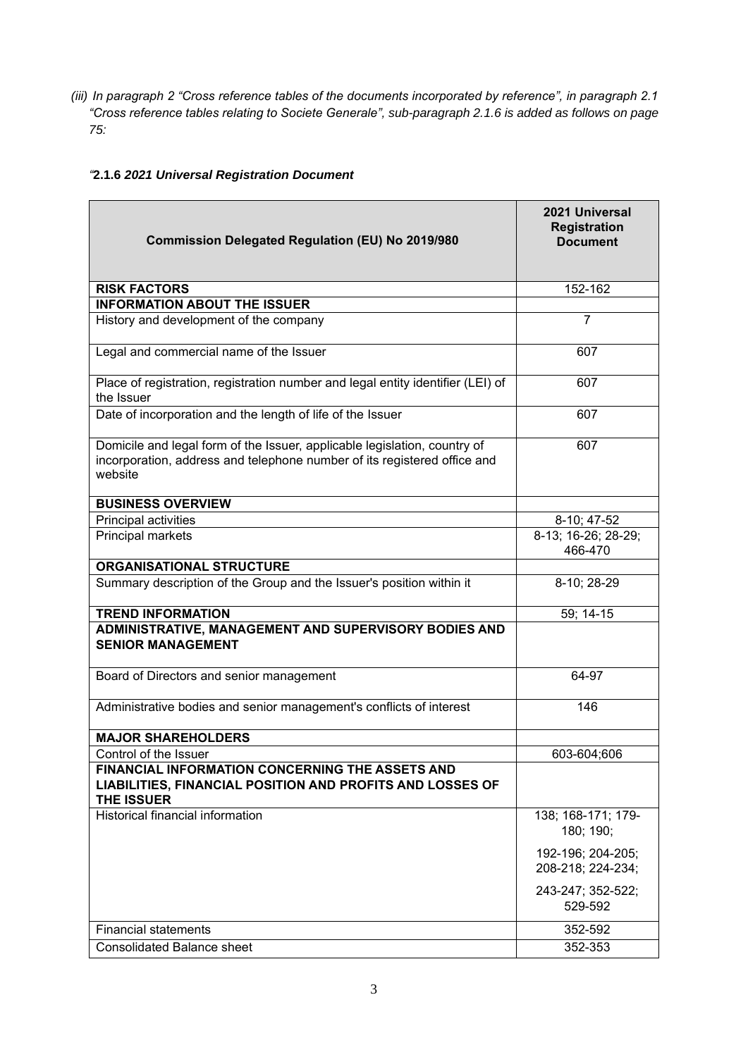*(iii) In paragraph 2 "Cross reference tables of the documents incorporated by reference", in paragraph 2.1 "Cross reference tables relating to Societe Generale", sub-paragraph 2.1.6 is added as follows on page 75:*

"**2.1.6 *2021 Universal Registration Document***

| Commission Delegated Regulation (EU) No 2019/980 | 2021 Universal Registration Document |
|---|---|
| **RISK FACTORS** | 152-162 |
| **INFORMATION ABOUT THE ISSUER** | |
| History and development of the company | 7 |
| Legal and commercial name of the Issuer | 607 |
| Place of registration, registration number and legal entity identifier (LEI) of the Issuer | 607 |
| Date of incorporation and the length of life of the Issuer | 607 |
| Domicile and legal form of the Issuer, applicable legislation, country of incorporation, address and telephone number of its registered office and website | 607 |
| **BUSINESS OVERVIEW** | |
| Principal activities | 8-10; 47-52 |
| Principal markets | 8-13; 16-26; 28-29; 466-470 |
| **ORGANISATIONAL STRUCTURE** | |
| Summary description of the Group and the Issuer's position within it | 8-10; 28-29 |
| **TREND INFORMATION** | 59; 14-15 |
| **ADMINISTRATIVE, MANAGEMENT AND SUPERVISORY BODIES AND SENIOR MANAGEMENT** | |
| Board of Directors and senior management | 64-97 |
| Administrative bodies and senior management's conflicts of interest | 146 |
| **MAJOR SHAREHOLDERS** | |
| Control of the Issuer | 603-604;606 |
| **FINANCIAL INFORMATION CONCERNING THE ASSETS AND LIABILITIES, FINANCIAL POSITION AND PROFITS AND LOSSES OF THE ISSUER** | |
| Historical financial information | 138; 168-171; 179-180; 190; 192-196; 204-205; 208-218; 224-234; 243-247; 352-522; 529-592 |
| Financial statements | 352-592 |
| Consolidated Balance sheet | 352-353 |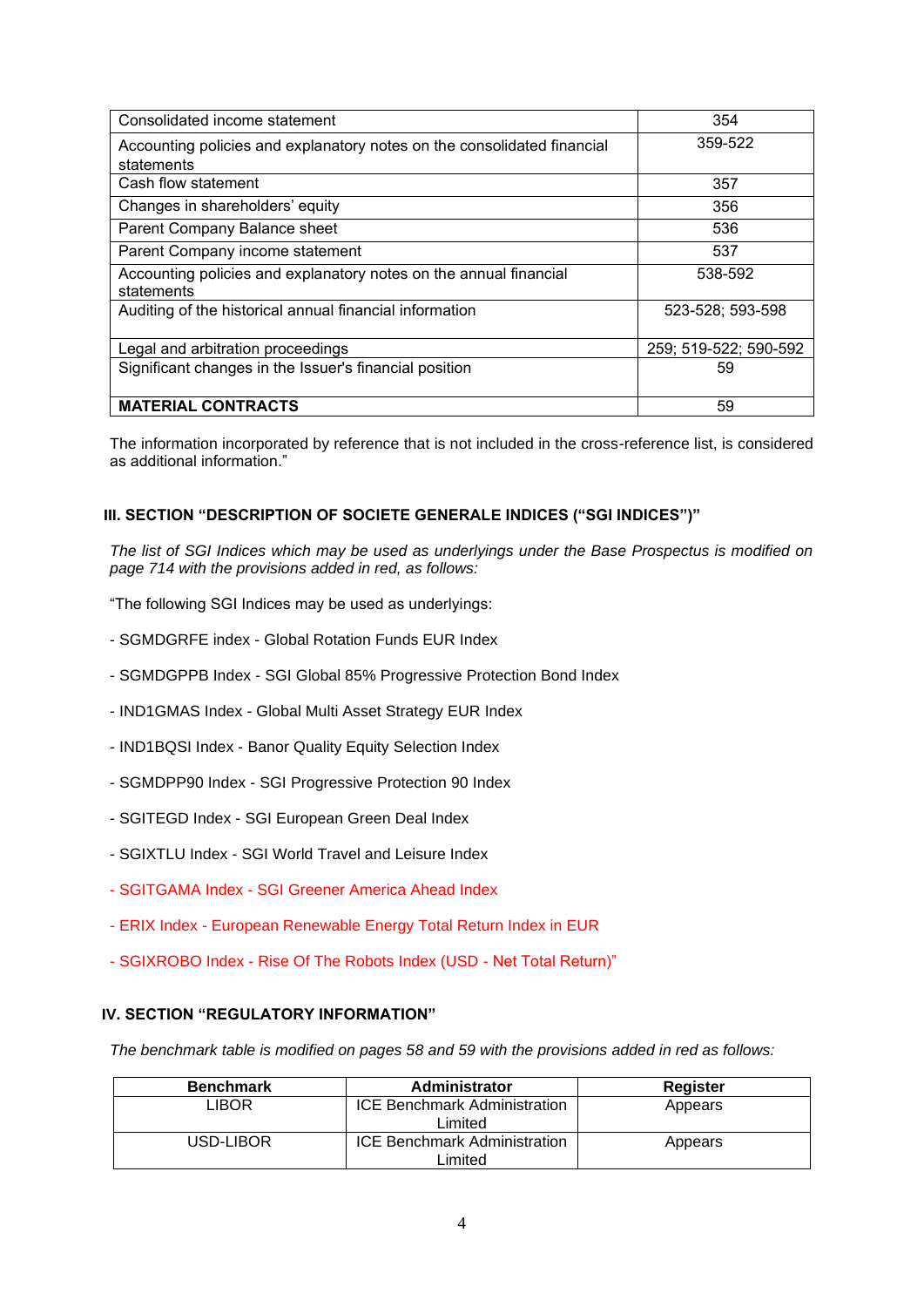| | |
|---|---|
| Consolidated income statement | 354 |
| Accounting policies and explanatory notes on the consolidated financial statements | 359-522 |
| Cash flow statement | 357 |
| Changes in shareholders' equity | 356 |
| Parent Company Balance sheet | 536 |
| Parent Company income statement | 537 |
| Accounting policies and explanatory notes on the annual financial statements | 538-592 |
| Auditing of the historical annual financial information | 523-528; 593-598 |
| Legal and arbitration proceedings | 259; 519-522; 590-592 |
| Significant changes in the Issuer's financial position | 59 |
| **MATERIAL CONTRACTS** | 59 |

The information incorporated by reference that is not included in the cross-reference list, is considered as additional information."

## III. SECTION "DESCRIPTION OF SOCIETE GENERALE INDICES ("SGI INDICES")"

*The list of SGI Indices which may be used as underlyings under the Base Prospectus is modified on page 714 with the provisions added in red, as follows:*

"The following SGI Indices may be used as underlyings:

- SGMDGRFE index - Global Rotation Funds EUR Index
- SGMDGPPB Index - SGI Global 85% Progressive Protection Bond Index
- IND1GMAS Index - Global Multi Asset Strategy EUR Index
- IND1BQSI Index - Banor Quality Equity Selection Index
- SGMDPP90 Index - SGI Progressive Protection 90 Index
- SGITEGD Index - SGI European Green Deal Index
- SGIXTLU Index - SGI World Travel and Leisure Index
- SGITGAMA Index - SGI Greener America Ahead Index
- ERIX Index - European Renewable Energy Total Return Index in EUR
- SGIXROBO Index - Rise Of The Robots Index (USD - Net Total Return)"

## IV. SECTION "REGULATORY INFORMATION"

*The benchmark table is modified on pages 58 and 59 with the provisions added in red as follows:*

| Benchmark | Administrator | Register |
|---|---|---|
| LIBOR | ICE Benchmark Administration Limited | Appears |
| USD-LIBOR | ICE Benchmark Administration Limited | Appears |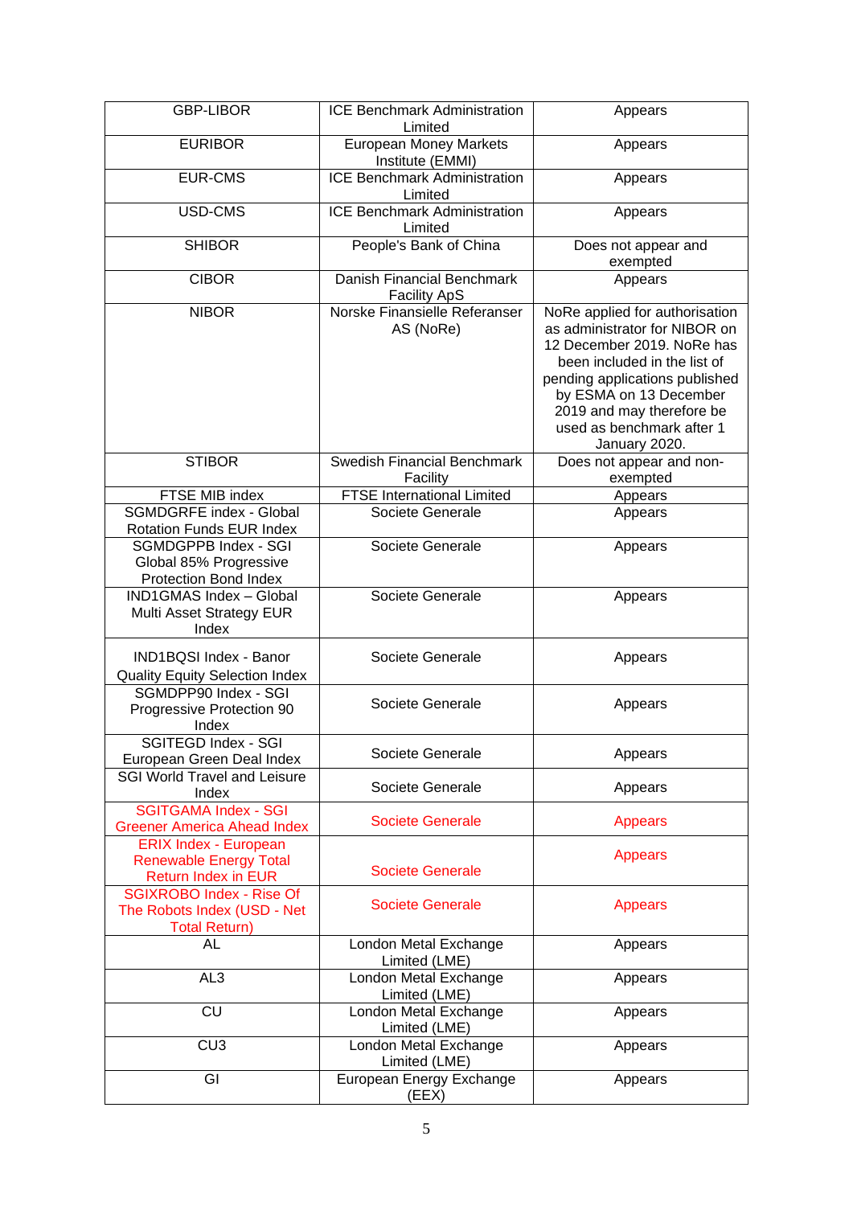| GBP-LIBOR | ICE Benchmark Administration Limited | Appears |
|---|---|---|
| EURIBOR | European Money Markets Institute (EMMI) | Appears |
| EUR-CMS | ICE Benchmark Administration Limited | Appears |
| USD-CMS | ICE Benchmark Administration Limited | Appears |
| SHIBOR | People's Bank of China | Does not appear and exempted |
| CIBOR | Danish Financial Benchmark Facility ApS | Appears |
| NIBOR | Norske Finansielle Referanser AS (NoRe) | NoRe applied for authorisation as administrator for NIBOR on 12 December 2019. NoRe has been included in the list of pending applications published by ESMA on 13 December 2019 and may therefore be used as benchmark after 1 January 2020. |
| STIBOR | Swedish Financial Benchmark Facility | Does not appear and non-exempted |
| FTSE MIB index | FTSE International Limited | Appears |
| SGMDGRFE index - Global Rotation Funds EUR Index | Societe Generale | Appears |
| SGMDGPPB Index - SGI Global 85% Progressive Protection Bond Index | Societe Generale | Appears |
| IND1GMAS Index – Global Multi Asset Strategy EUR Index | Societe Generale | Appears |
| IND1BQSI Index - Banor Quality Equity Selection Index | Societe Generale | Appears |
| SGMDPP90 Index - SGI Progressive Protection 90 Index | Societe Generale | Appears |
| SGITEGD Index - SGI European Green Deal Index | Societe Generale | Appears |
| SGI World Travel and Leisure Index | Societe Generale | Appears |
| SGITGAMA Index - SGI Greener America Ahead Index | Societe Generale | Appears |
| ERIX Index - European Renewable Energy Total Return Index in EUR | Societe Generale | Appears |
| SGIXROBO Index - Rise Of The Robots Index (USD - Net Total Return) | Societe Generale | Appears |
| AL | London Metal Exchange Limited (LME) | Appears |
| AL3 | London Metal Exchange Limited (LME) | Appears |
| CU | London Metal Exchange Limited (LME) | Appears |
| CU3 | London Metal Exchange Limited (LME) | Appears |
| GI | European Energy Exchange (EEX) | Appears |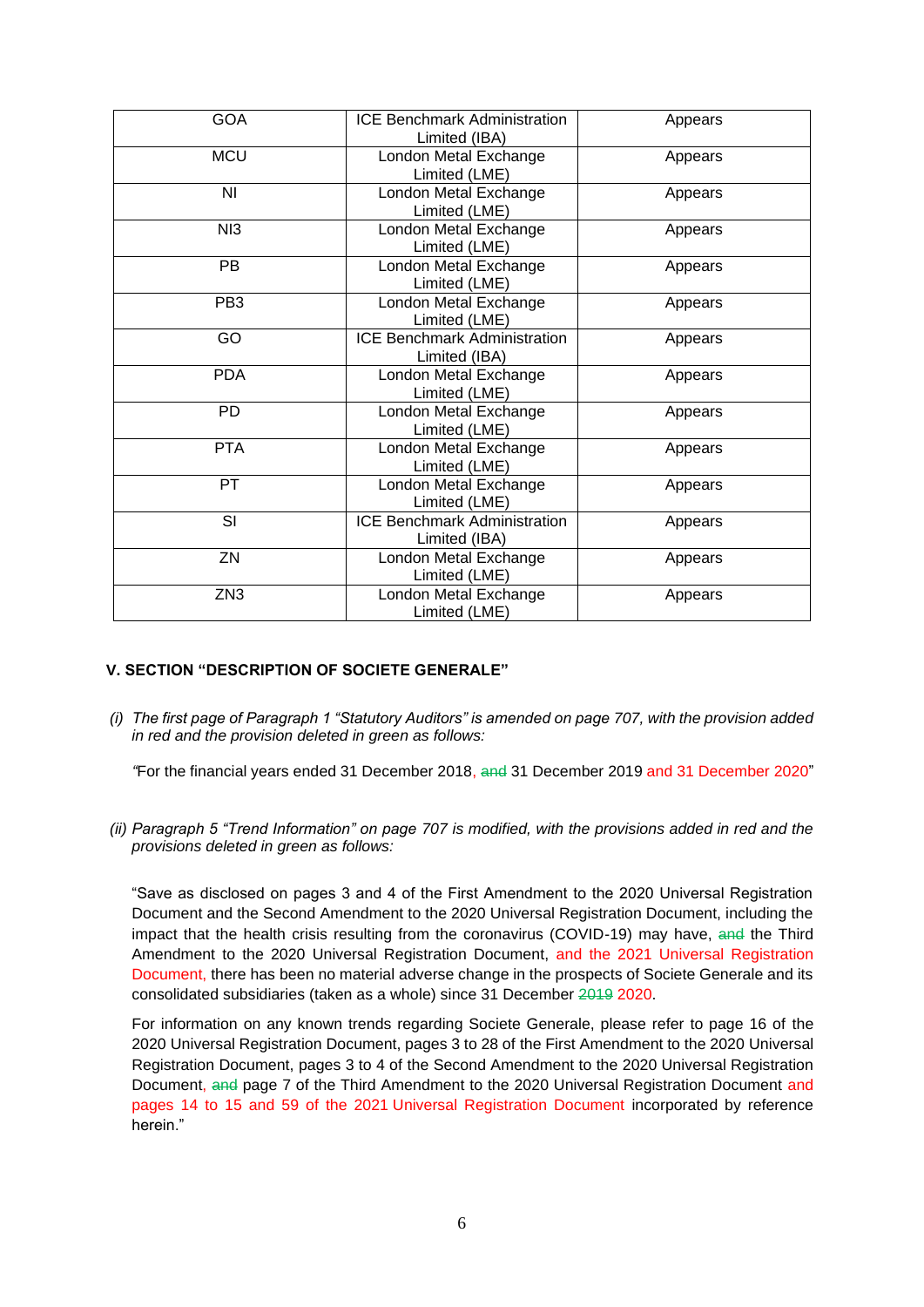| GOA | ICE Benchmark Administration Limited (IBA) | Appears |
|---|---|---|
| MCU | London Metal Exchange Limited (LME) | Appears |
| NI | London Metal Exchange Limited (LME) | Appears |
| NI3 | London Metal Exchange Limited (LME) | Appears |
| PB | London Metal Exchange Limited (LME) | Appears |
| PB3 | London Metal Exchange Limited (LME) | Appears |
| GO | ICE Benchmark Administration Limited (IBA) | Appears |
| PDA | London Metal Exchange Limited (LME) | Appears |
| PD | London Metal Exchange Limited (LME) | Appears |
| PTA | London Metal Exchange Limited (LME) | Appears |
| PT | London Metal Exchange Limited (LME) | Appears |
| SI | ICE Benchmark Administration Limited (IBA) | Appears |
| ZN | London Metal Exchange Limited (LME) | Appears |
| ZN3 | London Metal Exchange Limited (LME) | Appears |

## V. SECTION "DESCRIPTION OF SOCIETE GENERALE"

*(i) The first page of Paragraph 1 "Statutory Auditors" is amended on page 707, with the provision added in red and the provision deleted in green as follows:*

"For the financial years ended 31 December 2018, ~~and~~ 31 December 2019 and 31 December 2020"

*(ii) Paragraph 5 "Trend Information" on page 707 is modified, with the provisions added in red and the provisions deleted in green as follows:*

"Save as disclosed on pages 3 and 4 of the First Amendment to the 2020 Universal Registration Document and the Second Amendment to the 2020 Universal Registration Document, including the impact that the health crisis resulting from the coronavirus (COVID-19) may have, ~~and~~ the Third Amendment to the 2020 Universal Registration Document, and the 2021 Universal Registration Document, there has been no material adverse change in the prospects of Societe Generale and its consolidated subsidiaries (taken as a whole) since 31 December ~~2019~~ 2020.

For information on any known trends regarding Societe Generale, please refer to page 16 of the 2020 Universal Registration Document, pages 3 to 28 of the First Amendment to the 2020 Universal Registration Document, pages 3 to 4 of the Second Amendment to the 2020 Universal Registration Document, ~~and~~ page 7 of the Third Amendment to the 2020 Universal Registration Document and pages 14 to 15 and 59 of the 2021 Universal Registration Document incorporated by reference herein."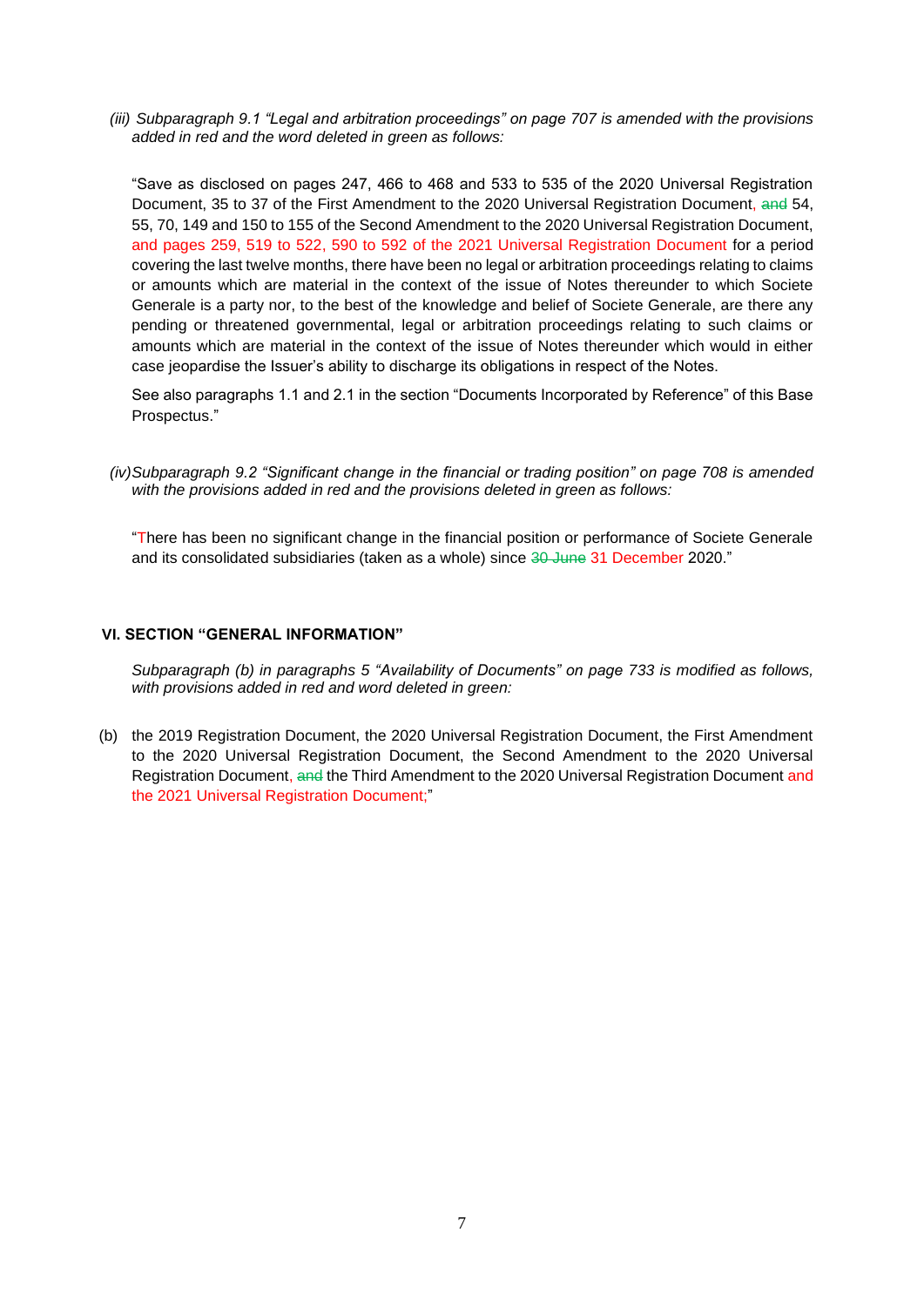*(iii) Subparagraph 9.1 "Legal and arbitration proceedings" on page 707 is amended with the provisions added in red and the word deleted in green as follows:*

"Save as disclosed on pages 247, 466 to 468 and 533 to 535 of the 2020 Universal Registration Document, 35 to 37 of the First Amendment to the 2020 Universal Registration Document, ~~and~~ 54, 55, 70, 149 and 150 to 155 of the Second Amendment to the 2020 Universal Registration Document, and pages 259, 519 to 522, 590 to 592 of the 2021 Universal Registration Document for a period covering the last twelve months, there have been no legal or arbitration proceedings relating to claims or amounts which are material in the context of the issue of Notes thereunder to which Societe Generale is a party nor, to the best of the knowledge and belief of Societe Generale, are there any pending or threatened governmental, legal or arbitration proceedings relating to such claims or amounts which are material in the context of the issue of Notes thereunder which would in either case jeopardise the Issuer's ability to discharge its obligations in respect of the Notes.

See also paragraphs 1.1 and 2.1 in the section "Documents Incorporated by Reference" of this Base Prospectus."

*(iv) Subparagraph 9.2 "Significant change in the financial or trading position" on page 708 is amended with the provisions added in red and the provisions deleted in green as follows:*

"There has been no significant change in the financial position or performance of Societe Generale and its consolidated subsidiaries (taken as a whole) since ~~30 June~~ 31 December 2020."

## VI. SECTION "GENERAL INFORMATION"

*Subparagraph (b) in paragraphs 5 "Availability of Documents" on page 733 is modified as follows, with provisions added in red and word deleted in green:*

(b) the 2019 Registration Document, the 2020 Universal Registration Document, the First Amendment to the 2020 Universal Registration Document, the Second Amendment to the 2020 Universal Registration Document, ~~and~~ the Third Amendment to the 2020 Universal Registration Document and the 2021 Universal Registration Document;"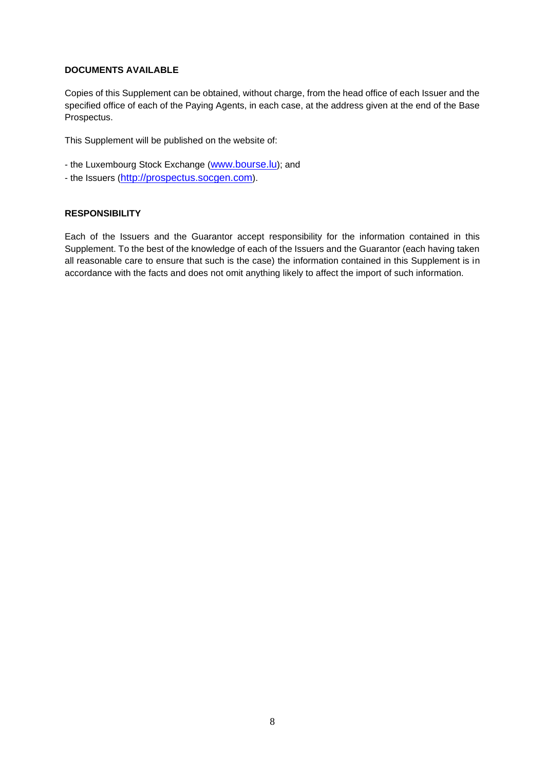**DOCUMENTS AVAILABLE**

Copies of this Supplement can be obtained, without charge, from the head office of each Issuer and the specified office of each of the Paying Agents, in each case, at the address given at the end of the Base Prospectus.

This Supplement will be published on the website of:

- the Luxembourg Stock Exchange (www.bourse.lu); and
- the Issuers (http://prospectus.socgen.com).

**RESPONSIBILITY**

Each of the Issuers and the Guarantor accept responsibility for the information contained in this Supplement. To the best of the knowledge of each of the Issuers and the Guarantor (each having taken all reasonable care to ensure that such is the case) the information contained in this Supplement is in accordance with the facts and does not omit anything likely to affect the import of such information.